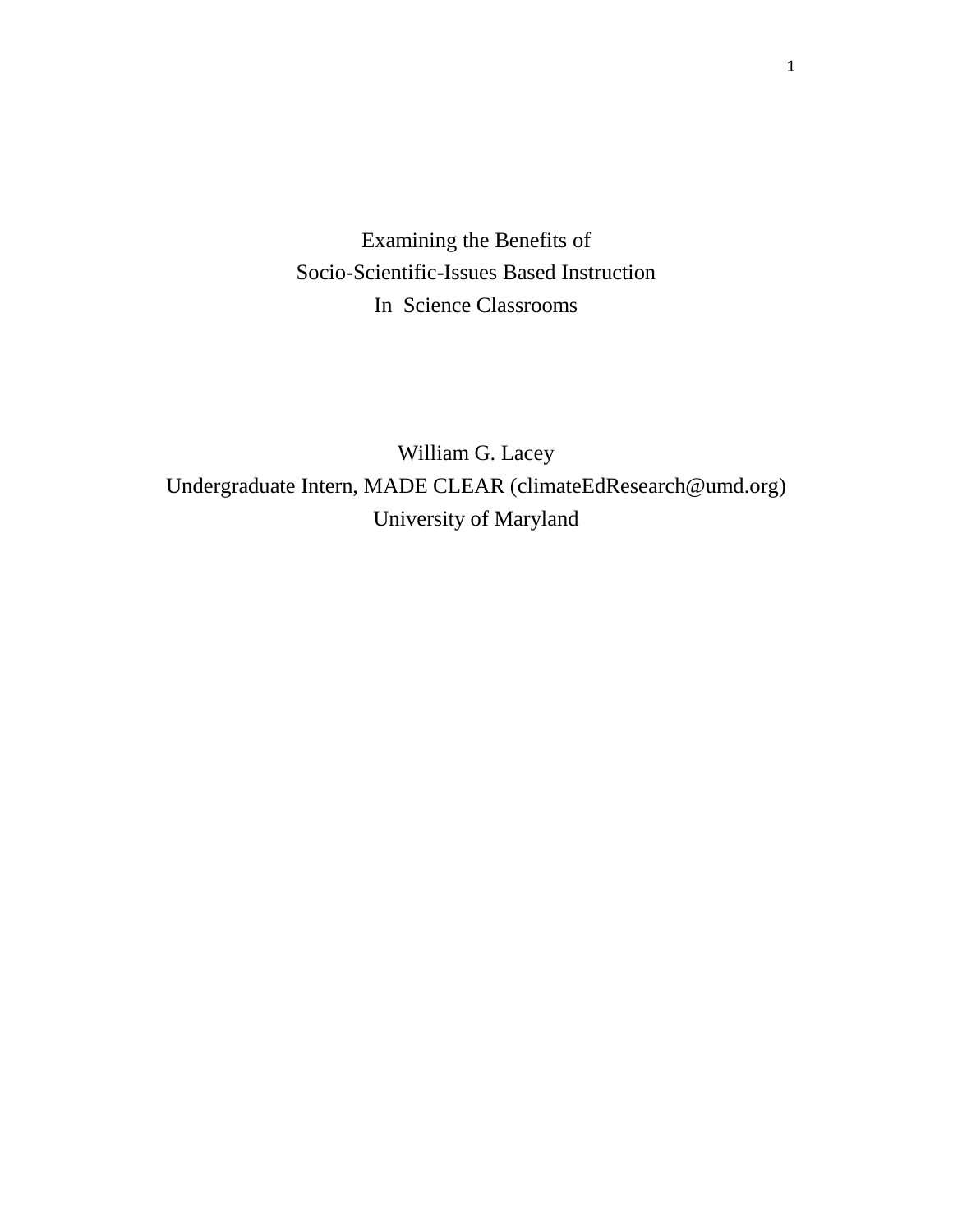# Examining the Benefits of Socio-Scientific-Issues Based Instruction In Science Classrooms

William G. Lacey

Undergraduate Intern, MADE CLEAR (climateEdResearch@umd.org)

University of Maryland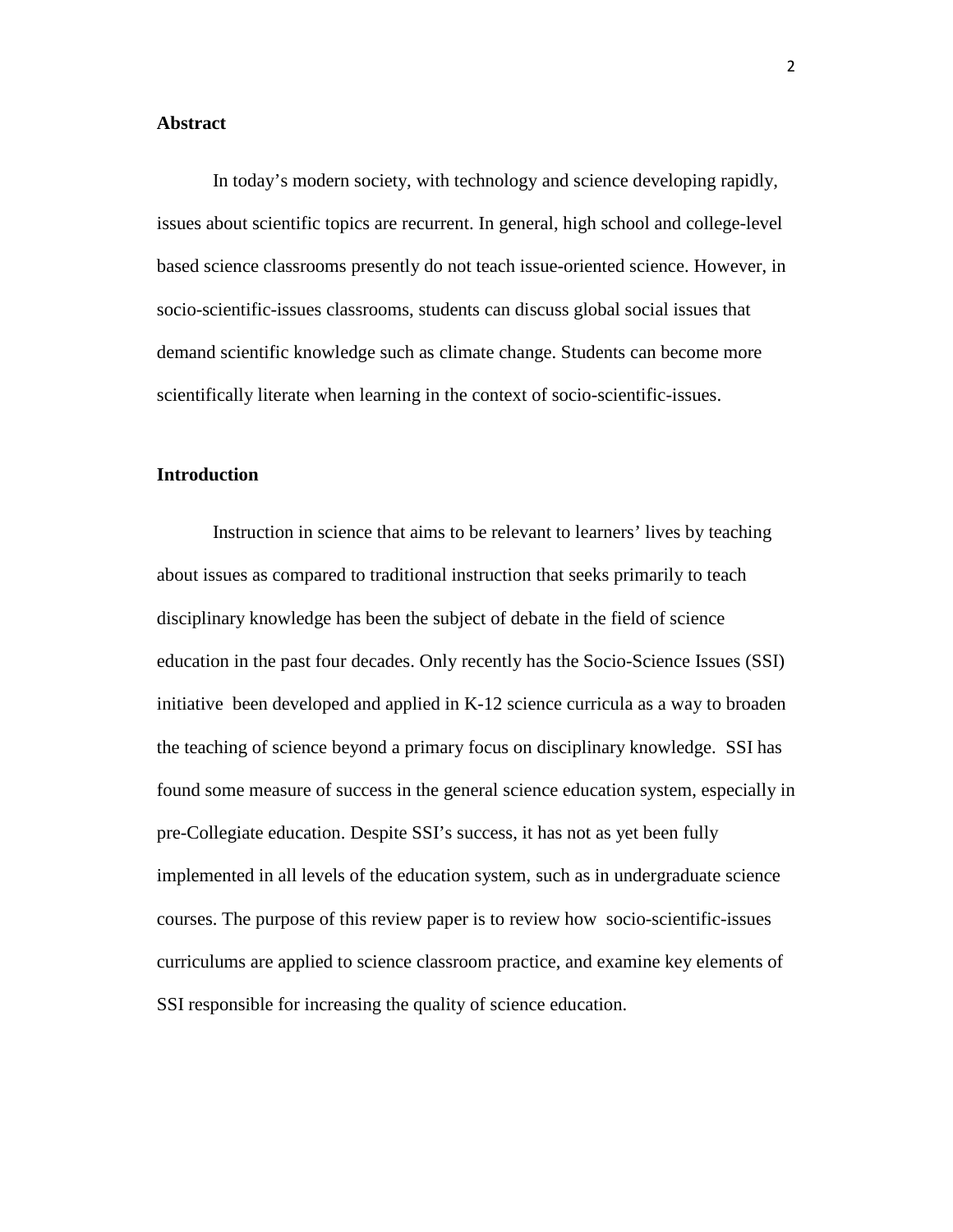**Abstract**

In today's modern society, with technology and science developing rapidly, issues about scientific topics are recurrent. In general, high school and college-level based science classrooms presently do not teach issue-oriented science. However, in socio-scientific-issues classrooms, students can discuss global social issues that demand scientific knowledge such as climate change. Students can become more scientifically literate when learning in the context of socio-scientific-issues.

**Introduction**

Instruction in science that aims to be relevant to learners' lives by teaching about issues as compared to traditional instruction that seeks primarily to teach disciplinary knowledge has been the subject of debate in the field of science education in the past four decades. Only recently has the Socio-Science Issues (SSI) initiative been developed and applied in K-12 science curricula as a way to broaden the teaching of science beyond a primary focus on disciplinary knowledge. SSI has found some measure of success in the general science education system, especially in pre-Collegiate education. Despite SSI's success, it has not as yet been fully implemented in all levels of the education system, such as in undergraduate science courses. The purpose of this review paper is to review how socio-scientific-issues curriculums are applied to science classroom practice, and examine key elements of SSI responsible for increasing the quality of science education.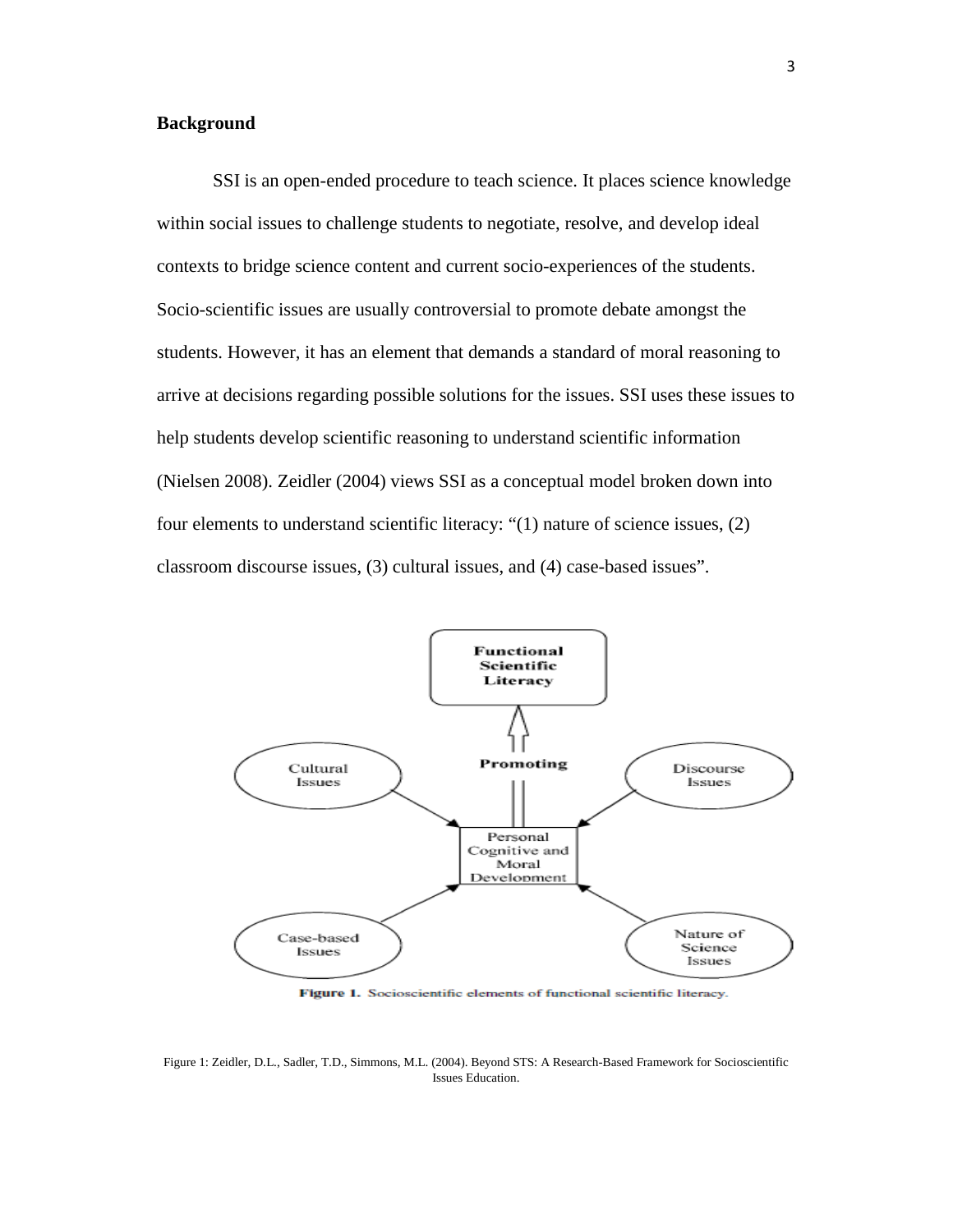**Background**

SSI is an open-ended procedure to teach science. It places science knowledge within social issues to challenge students to negotiate, resolve, and develop ideal contexts to bridge science content and current socio-experiences of the students. Socio-scientific issues are usually controversial to promote debate amongst the students. However, it has an element that demands a standard of moral reasoning to arrive at decisions regarding possible solutions for the issues. SSI uses these issues to help students develop scientific reasoning to understand scientific information (Nielsen 2008). Zeidler (2004) views SSI as a conceptual model broken down into four elements to understand scientific literacy: "(1) nature of science issues, (2) classroom discourse issues, (3) cultural issues, and (4) case-based issues".

**Figure 1.** Socioscientific elements of functional scientific literacy.

Figure 1: Zeidler, D.L., Sadler, T.D., Simmons, M.L. (2004). Beyond STS: A Research-Based Framework for Socioscientific Issues Education.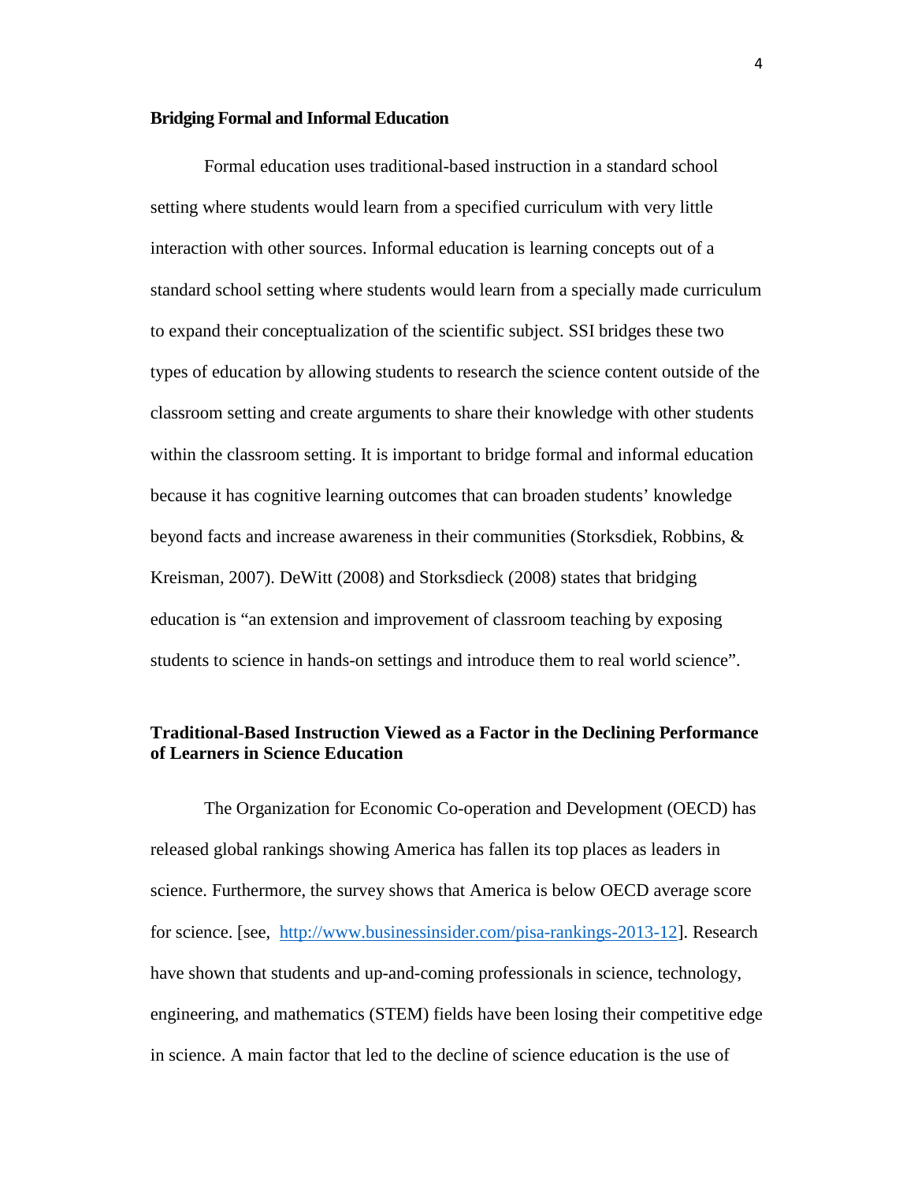**Bridging Formal and Informal Education**

Formal education uses traditional-based instruction in a standard school setting where students would learn from a specified curriculum with very little interaction with other sources. Informal education is learning concepts out of a standard school setting where students would learn from a specially made curriculum to expand their conceptualization of the scientific subject. SSI bridges these two types of education by allowing students to research the science content outside of the classroom setting and create arguments to share their knowledge with other students within the classroom setting. It is important to bridge formal and informal education because it has cognitive learning outcomes that can broaden students' knowledge beyond facts and increase awareness in their communities (Storksdiek, Robbins, & Kreisman, 2007). DeWitt (2008) and Storksdieck (2008) states that bridging education is "an extension and improvement of classroom teaching by exposing students to science in hands-on settings and introduce them to real world science".

**Traditional-Based Instruction Viewed as a Factor in the Declining Performance of Learners in Science Education**

The Organization for Economic Co-operation and Development (OECD) has released global rankings showing America has fallen its top places as leaders in science. Furthermore, the survey shows that America is below OECD average score for science. [see, http://www.businessinsider.com/pisa-rankings-2013-12]. Research have shown that students and up-and-coming professionals in science, technology, engineering, and mathematics (STEM) fields have been losing their competitive edge in science. A main factor that led to the decline of science education is the use of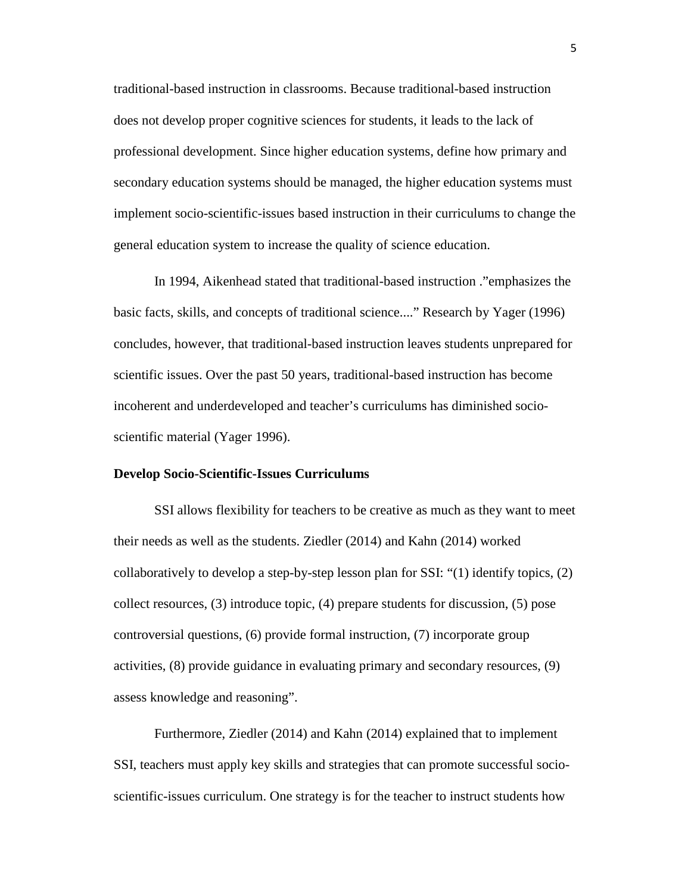traditional-based instruction in classrooms. Because traditional-based instruction does not develop proper cognitive sciences for students, it leads to the lack of professional development. Since higher education systems, define how primary and secondary education systems should be managed, the higher education systems must implement socio-scientific-issues based instruction in their curriculums to change the general education system to increase the quality of science education.

In 1994, Aikenhead stated that traditional-based instruction ."emphasizes the basic facts, skills, and concepts of traditional science...." Research by Yager (1996) concludes, however, that traditional-based instruction leaves students unprepared for scientific issues. Over the past 50 years, traditional-based instruction has become incoherent and underdeveloped and teacher's curriculums has diminished socio-scientific material (Yager 1996).

**Develop Socio-Scientific-Issues Curriculums**

SSI allows flexibility for teachers to be creative as much as they want to meet their needs as well as the students. Ziedler (2014) and Kahn (2014) worked collaboratively to develop a step-by-step lesson plan for SSI: "(1) identify topics, (2) collect resources, (3) introduce topic, (4) prepare students for discussion, (5) pose controversial questions, (6) provide formal instruction, (7) incorporate group activities, (8) provide guidance in evaluating primary and secondary resources, (9) assess knowledge and reasoning".

Furthermore, Ziedler (2014) and Kahn (2014) explained that to implement SSI, teachers must apply key skills and strategies that can promote successful socio-scientific-issues curriculum. One strategy is for the teacher to instruct students how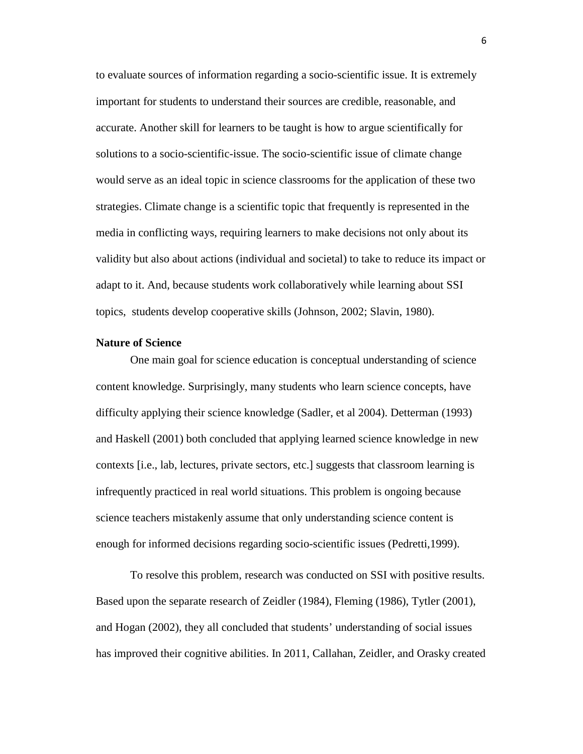to evaluate sources of information regarding a socio-scientific issue. It is extremely important for students to understand their sources are credible, reasonable, and accurate. Another skill for learners to be taught is how to argue scientifically for solutions to a socio-scientific-issue. The socio-scientific issue of climate change would serve as an ideal topic in science classrooms for the application of these two strategies. Climate change is a scientific topic that frequently is represented in the media in conflicting ways, requiring learners to make decisions not only about its validity but also about actions (individual and societal) to take to reduce its impact or adapt to it. And, because students work collaboratively while learning about SSI topics, students develop cooperative skills (Johnson, 2002; Slavin, 1980).

**Nature of Science**

One main goal for science education is conceptual understanding of science content knowledge. Surprisingly, many students who learn science concepts, have difficulty applying their science knowledge (Sadler, et al 2004). Detterman (1993) and Haskell (2001) both concluded that applying learned science knowledge in new contexts [i.e., lab, lectures, private sectors, etc.] suggests that classroom learning is infrequently practiced in real world situations. This problem is ongoing because science teachers mistakenly assume that only understanding science content is enough for informed decisions regarding socio-scientific issues (Pedretti,1999).

To resolve this problem, research was conducted on SSI with positive results. Based upon the separate research of Zeidler (1984), Fleming (1986), Tytler (2001), and Hogan (2002), they all concluded that students' understanding of social issues has improved their cognitive abilities. In 2011, Callahan, Zeidler, and Orasky created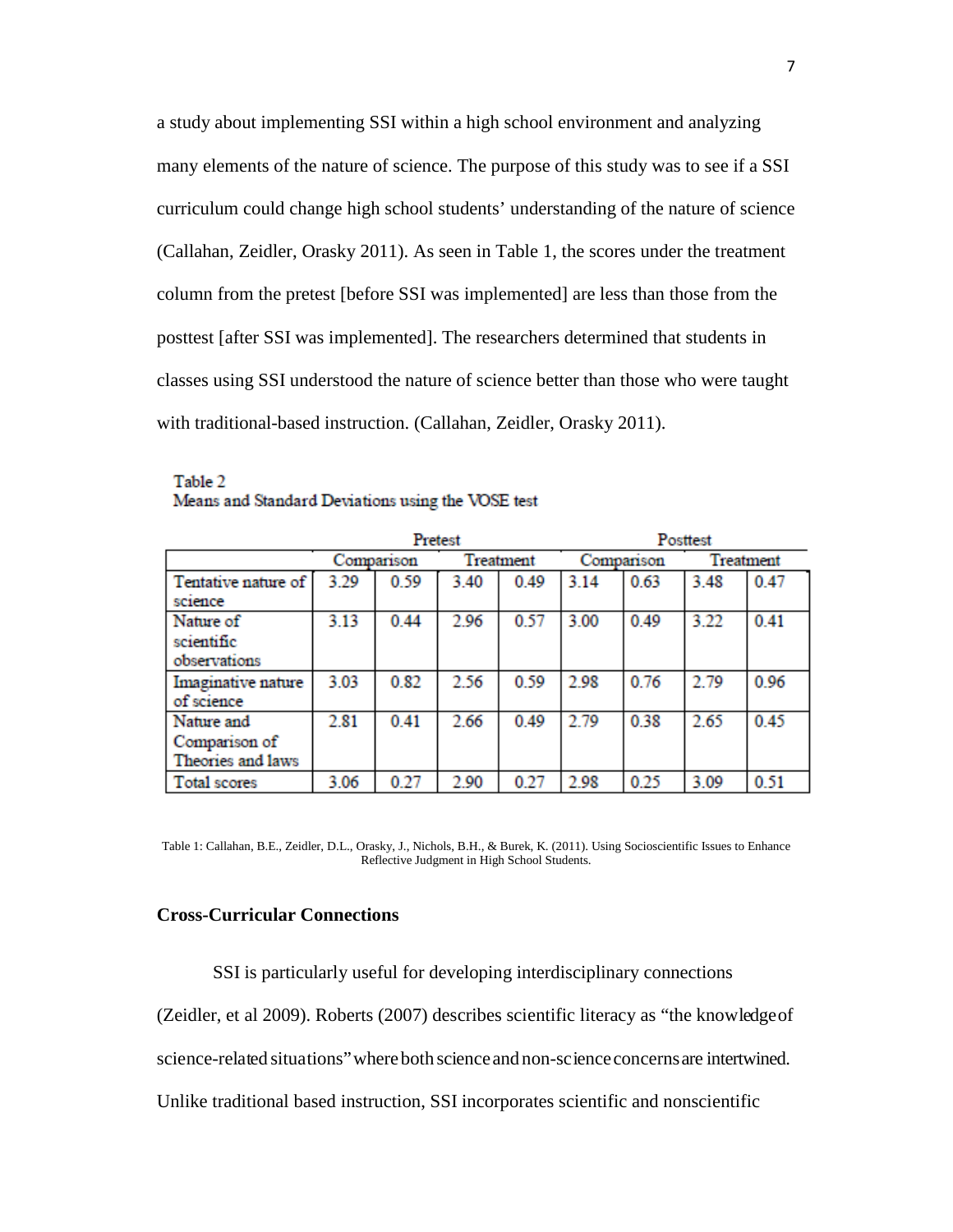a study about implementing SSI within a high school environment and analyzing many elements of the nature of science. The purpose of this study was to see if a SSI curriculum could change high school students' understanding of the nature of science (Callahan, Zeidler, Orasky 2011). As seen in Table 1, the scores under the treatment column from the pretest [before SSI was implemented] are less than those from the posttest [after SSI was implemented]. The researchers determined that students in classes using SSI understood the nature of science better than those who were taught with traditional-based instruction. (Callahan, Zeidler, Orasky 2011).

Table 2
Means and Standard Deviations using the VOSE test

| | Pretest | | | | Posttest | | | |
|---|---|---|---|---|---|---|---|---|
| | Comparison | | Treatment | | Comparison | | Treatment | |
| Tentative nature of science | 3.29 | 0.59 | 3.40 | 0.49 | 3.14 | 0.63 | 3.48 | 0.47 |
| Nature of scientific observations | 3.13 | 0.44 | 2.96 | 0.57 | 3.00 | 0.49 | 3.22 | 0.41 |
| Imaginative nature of science | 3.03 | 0.82 | 2.56 | 0.59 | 2.98 | 0.76 | 2.79 | 0.96 |
| Nature and Comparison of Theories and laws | 2.81 | 0.41 | 2.66 | 0.49 | 2.79 | 0.38 | 2.65 | 0.45 |
| Total scores | 3.06 | 0.27 | 2.90 | 0.27 | 2.98 | 0.25 | 3.09 | 0.51 |

Table 1: Callahan, B.E., Zeidler, D.L., Orasky, J., Nichols, B.H., & Burek, K. (2011). Using Socioscientific Issues to Enhance Reflective Judgment in High School Students.

## Cross-Curricular Connections

SSI is particularly useful for developing interdisciplinary connections (Zeidler, et al 2009). Roberts (2007) describes scientific literacy as "the knowledge of science-related situations" where both science and non-science concerns are intertwined. Unlike traditional based instruction, SSI incorporates scientific and nonscientific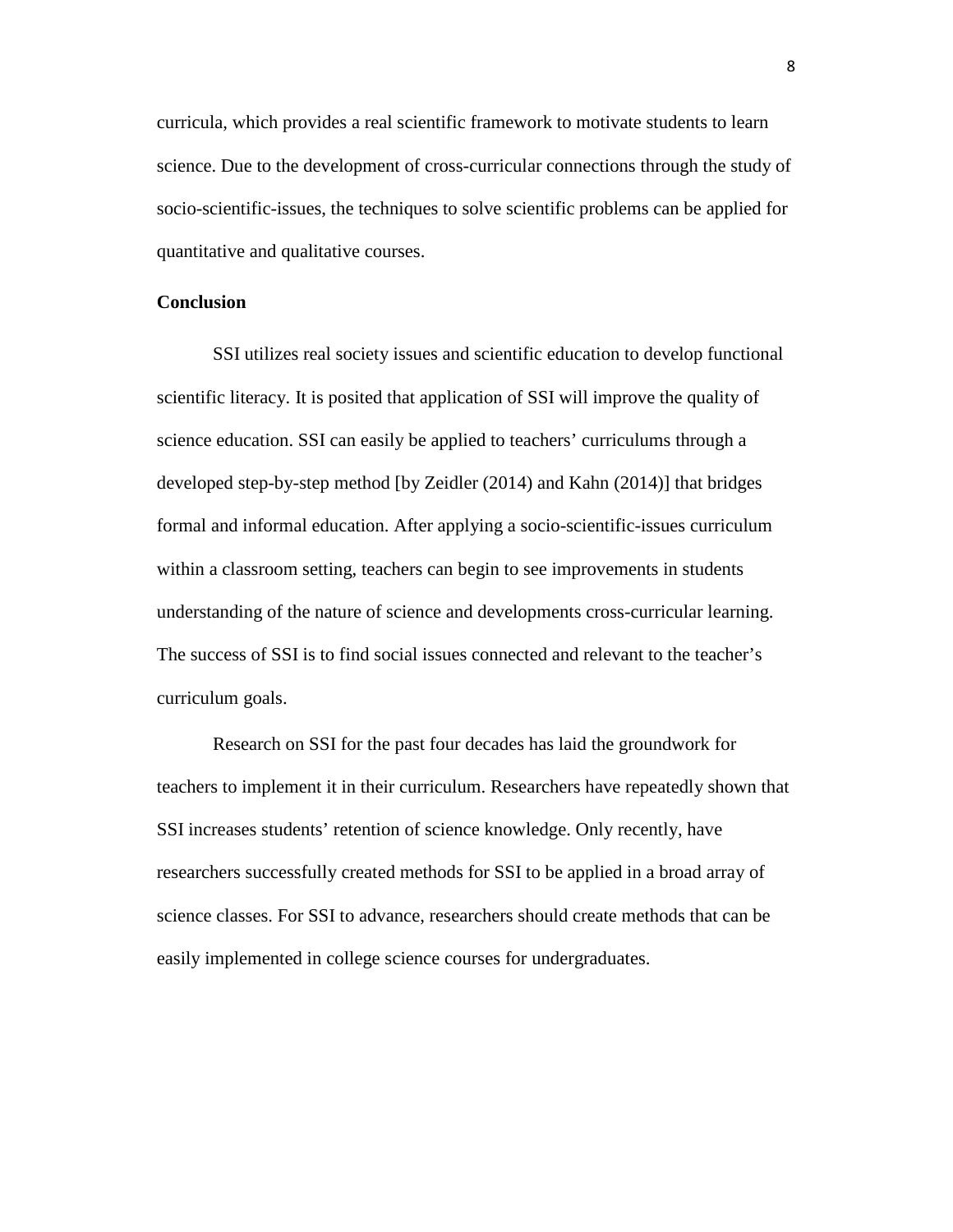curricula, which provides a real scientific framework to motivate students to learn science. Due to the development of cross-curricular connections through the study of socio-scientific-issues, the techniques to solve scientific problems can be applied for quantitative and qualitative courses.

**Conclusion**

SSI utilizes real society issues and scientific education to develop functional scientific literacy. It is posited that application of SSI will improve the quality of science education. SSI can easily be applied to teachers' curriculums through a developed step-by-step method [by Zeidler (2014) and Kahn (2014)] that bridges formal and informal education. After applying a socio-scientific-issues curriculum within a classroom setting, teachers can begin to see improvements in students understanding of the nature of science and developments cross-curricular learning. The success of SSI is to find social issues connected and relevant to the teacher's curriculum goals.

Research on SSI for the past four decades has laid the groundwork for teachers to implement it in their curriculum. Researchers have repeatedly shown that SSI increases students' retention of science knowledge. Only recently, have researchers successfully created methods for SSI to be applied in a broad array of science classes. For SSI to advance, researchers should create methods that can be easily implemented in college science courses for undergraduates.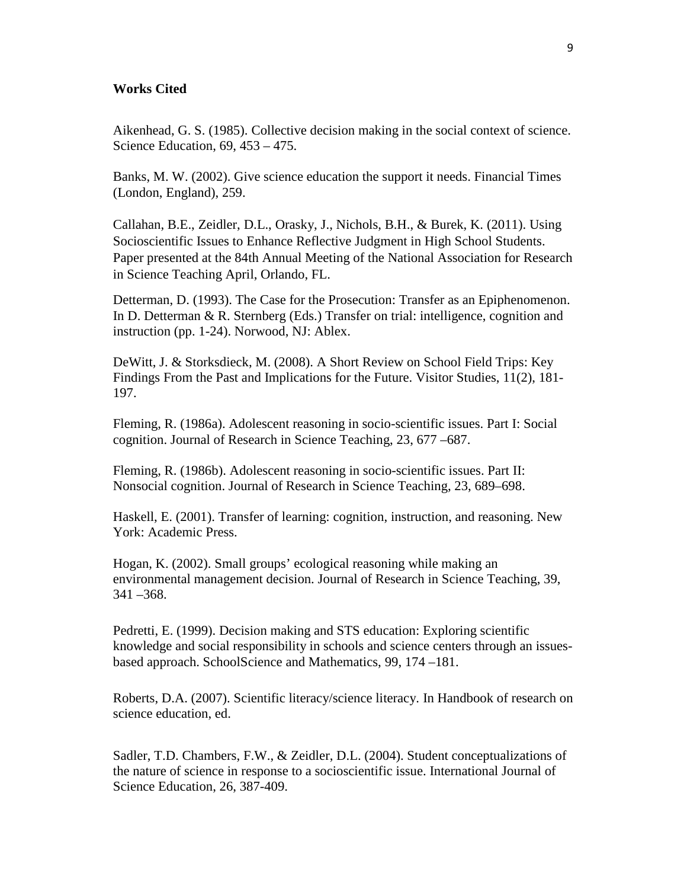**Works Cited**

Aikenhead, G. S. (1985). Collective decision making in the social context of science. Science Education, 69, 453 – 475.

Banks, M. W. (2002). Give science education the support it needs. Financial Times (London, England), 259.

Callahan, B.E., Zeidler, D.L., Orasky, J., Nichols, B.H., & Burek, K. (2011). Using Socioscientific Issues to Enhance Reflective Judgment in High School Students. Paper presented at the 84th Annual Meeting of the National Association for Research in Science Teaching April, Orlando, FL.

Detterman, D. (1993). The Case for the Prosecution: Transfer as an Epiphenomenon. In D. Detterman & R. Sternberg (Eds.) Transfer on trial: intelligence, cognition and instruction (pp. 1-24). Norwood, NJ: Ablex.

DeWitt, J. & Storksdieck, M. (2008). A Short Review on School Field Trips: Key Findings From the Past and Implications for the Future. Visitor Studies, 11(2), 181-197.

Fleming, R. (1986a). Adolescent reasoning in socio-scientific issues. Part I: Social cognition. Journal of Research in Science Teaching, 23, 677 –687.

Fleming, R. (1986b). Adolescent reasoning in socio-scientific issues. Part II: Nonsocial cognition. Journal of Research in Science Teaching, 23, 689–698.

Haskell, E. (2001). Transfer of learning: cognition, instruction, and reasoning. New York: Academic Press.

Hogan, K. (2002). Small groups' ecological reasoning while making an environmental management decision. Journal of Research in Science Teaching, 39, 341 –368.

Pedretti, E. (1999). Decision making and STS education: Exploring scientific knowledge and social responsibility in schools and science centers through an issues-based approach. SchoolScience and Mathematics, 99, 174 –181.

Roberts, D.A. (2007). Scientific literacy/science literacy. In Handbook of research on science education, ed.

Sadler, T.D. Chambers, F.W., & Zeidler, D.L. (2004). Student conceptualizations of the nature of science in response to a socioscientific issue. International Journal of Science Education, 26, 387-409.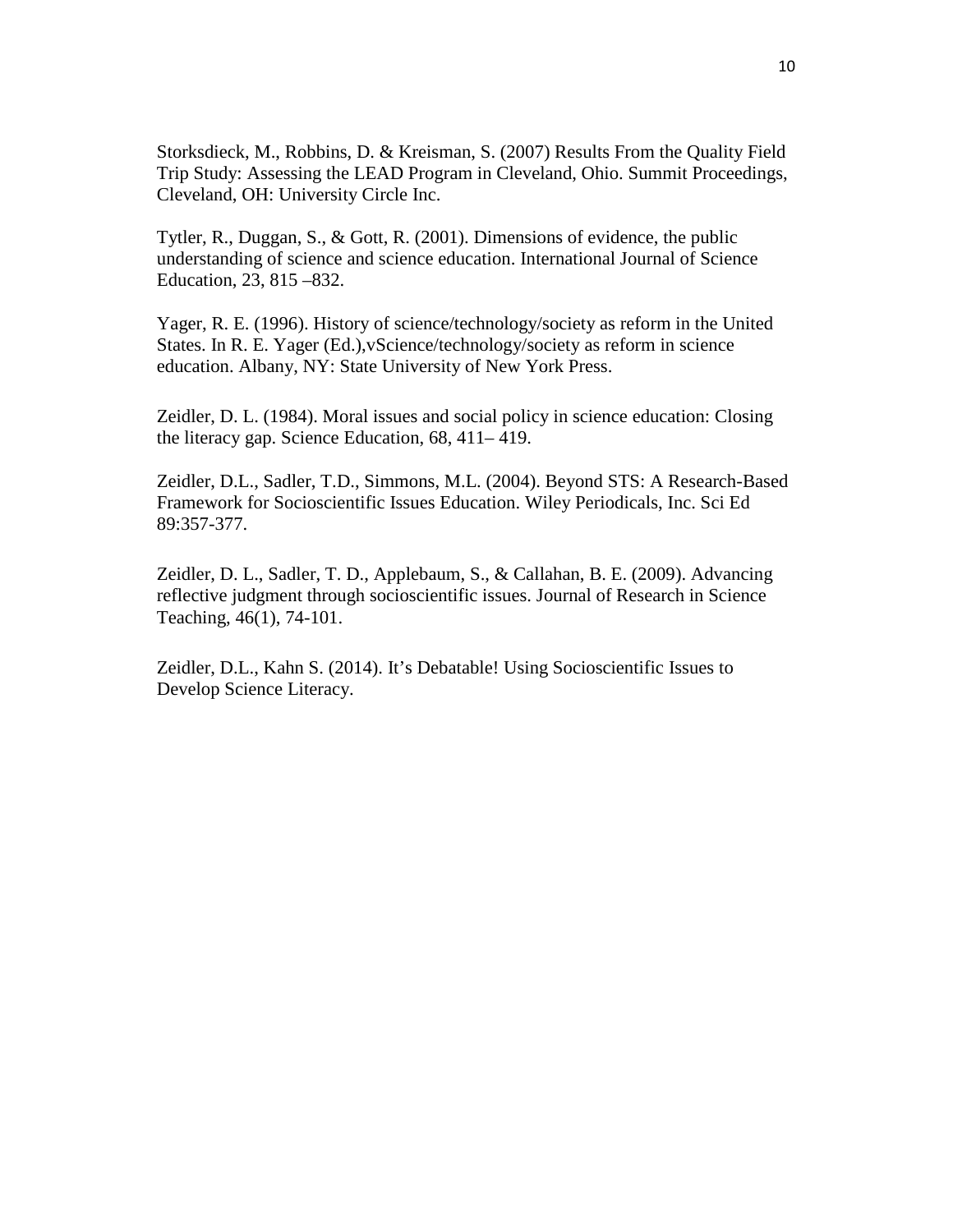Storksdieck, M., Robbins, D. & Kreisman, S. (2007) Results From the Quality Field Trip Study: Assessing the LEAD Program in Cleveland, Ohio. Summit Proceedings, Cleveland, OH: University Circle Inc.

Tytler, R., Duggan, S., & Gott, R. (2001). Dimensions of evidence, the public understanding of science and science education. International Journal of Science Education, 23, 815 –832.

Yager, R. E. (1996). History of science/technology/society as reform in the United States. In R. E. Yager (Ed.),vScience/technology/society as reform in science education. Albany, NY: State University of New York Press.

Zeidler, D. L. (1984). Moral issues and social policy in science education: Closing the literacy gap. Science Education, 68, 411– 419.

Zeidler, D.L., Sadler, T.D., Simmons, M.L. (2004). Beyond STS: A Research-Based Framework for Socioscientific Issues Education. Wiley Periodicals, Inc. Sci Ed 89:357-377.

Zeidler, D. L., Sadler, T. D., Applebaum, S., & Callahan, B. E. (2009). Advancing reflective judgment through socioscientific issues. Journal of Research in Science Teaching, 46(1), 74-101.

Zeidler, D.L., Kahn S. (2014). It's Debatable! Using Socioscientific Issues to Develop Science Literacy.